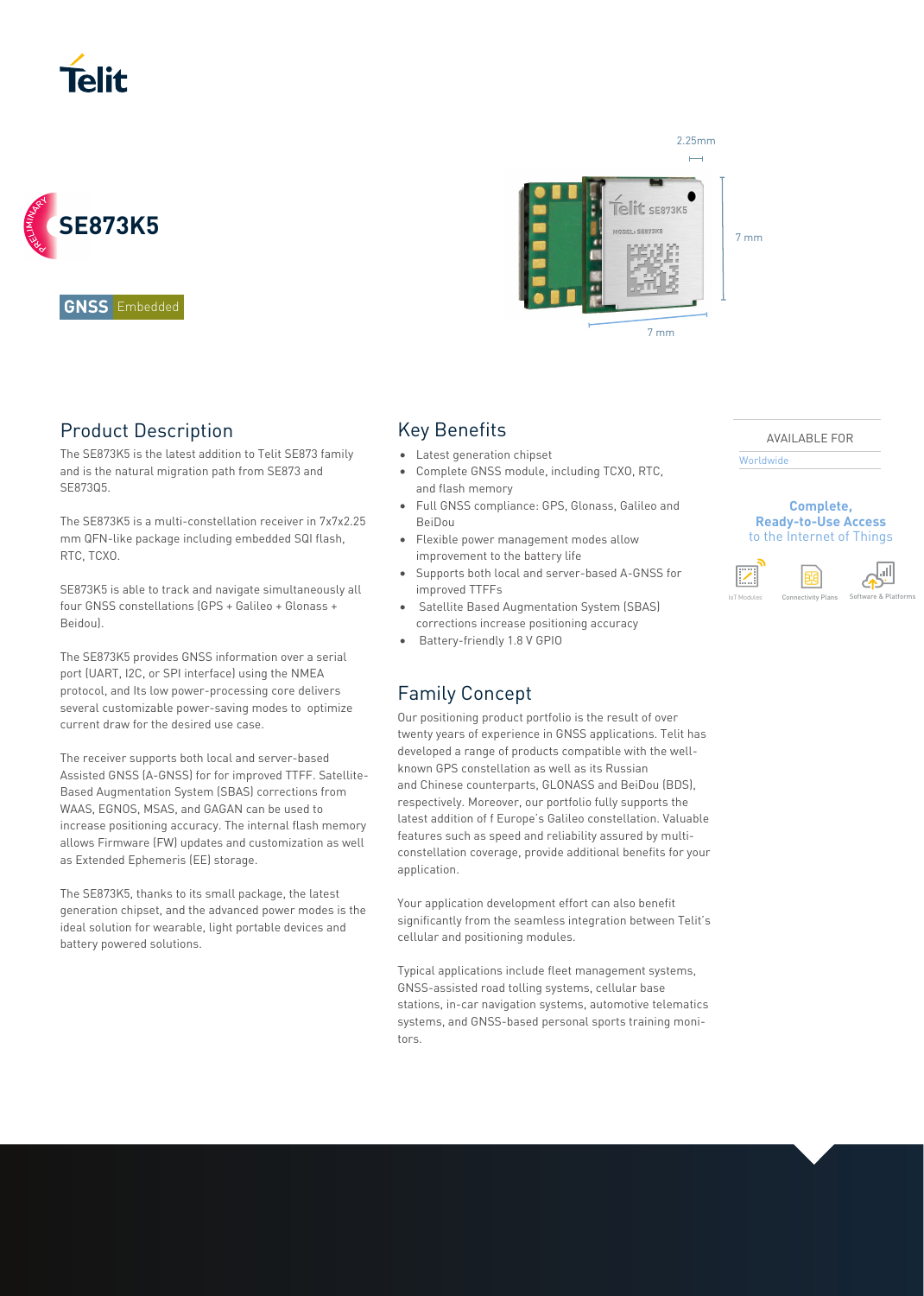Telit

PRELIMINARY

# SE873K5

GNSS Embedded

## Product Description

The SE873K5 is the latest addition to Telit SE873 family and is the natural migration path from SE873 and SE873Q5.

The SE873K5 is a multi-constellation receiver in 7x7x2.25 mm QFN-like package including embedded SQI flash, RTC, TCXO.

SE873K5 is able to track and navigate simultaneously all four GNSS constellations (GPS + Galileo + Glonass + Beidou).

The SE873K5 provides GNSS information over a serial port (UART, I2C, or SPI interface) using the NMEA protocol, and Its low power-processing core delivers several customizable power-saving modes to optimize current draw for the desired use case.

The receiver supports both local and server-based Assisted GNSS (A-GNSS) for for improved TTFF. Satellite-Based Augmentation System (SBAS) corrections from WAAS, EGNOS, MSAS, and GAGAN can be used to increase positioning accuracy. The internal flash memory allows Firmware (FW) updates and customization as well as Extended Ephemeris (EE) storage.

The SE873K5, thanks to its small package, the latest generation chipset, and the advanced power modes is the ideal solution for wearable, light portable devices and battery powered solutions.

## Key Benefits

- Latest generation chipset
- Complete GNSS module, including TCXO, RTC, and flash memory
- Full GNSS compliance: GPS, Glonass, Galileo and BeiDou
- Flexible power management modes allow improvement to the battery life
- Supports both local and server-based A-GNSS for improved TTFFs
- Satellite Based Augmentation System (SBAS) corrections increase positioning accuracy
- Battery-friendly 1.8 V GPIO

## Family Concept

Our positioning product portfolio is the result of over twenty years of experience in GNSS applications. Telit has developed a range of products compatible with the well-known GPS constellation as well as its Russian and Chinese counterparts, GLONASS and BeiDou (BDS), respectively. Moreover, our portfolio fully supports the latest addition of f Europe's Galileo constellation. Valuable features such as speed and reliability assured by multi-constellation coverage, provide additional benefits for your application.

Your application development effort can also benefit significantly from the seamless integration between Telit's cellular and positioning modules.

Typical applications include fleet management systems, GNSS-assisted road tolling systems, cellular base stations, in-car navigation systems, automotive telematics systems, and GNSS-based personal sports training monitors.

AVAILABLE FOR

Worldwide

**Complete, Ready-to-Use Access** to the Internet of Things

IoT Modules | Connectivity Plans | Software & Platforms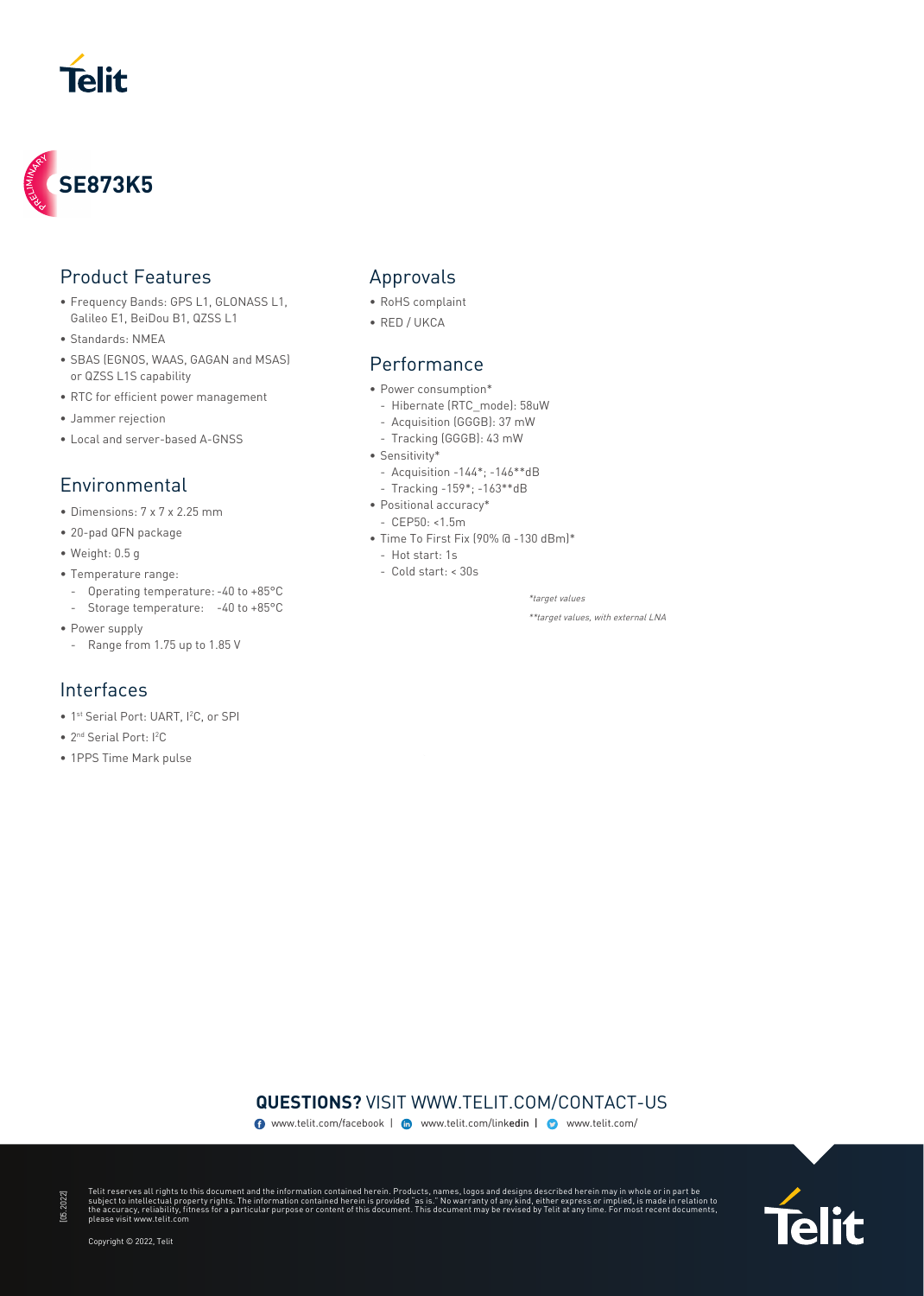# SE873K5

PRELIMINARY

## Product Features

- Frequency Bands: GPS L1, GLONASS L1, Galileo E1, BeiDou B1, QZSS L1
- Standards: NMEA
- SBAS (EGNOS, WAAS, GAGAN and MSAS) or QZSS L1S capability
- RTC for efficient power management
- Jammer rejection
- Local and server-based A-GNSS

## Environmental

- Dimensions: 7 x 7 x 2.25 mm
- 20-pad QFN package
- Weight: 0.5 g
- Temperature range:
  - Operating temperature: -40 to +85°C
  - Storage temperature: -40 to +85°C
- Power supply
  - Range from 1.75 up to 1.85 V

## Interfaces

- 1st Serial Port: UART, $I^2C$, or SPI
- 2nd Serial Port: $I^2C$
- 1PPS Time Mark pulse

## Approvals

- RoHS complaint
- RED / UKCA

## Performance

- Power consumption*
  - Hibernate (RTC_mode): 58uW
  - Acquisition (GGGB): 37 mW
  - Tracking (GGGB): 43 mW
- Sensitivity*
  - Acquisition -144*; -146**dB
  - Tracking -159*; -163**dB
- Positional accuracy*
  - CEP50: <1.5m
- Time To First Fix (90% @ -130 dBm)*
  - Hot start: 1s
  - Cold start: < 30s

*\*target values*

*\*\*target values, with external LNA*

**QUESTIONS?** VISIT WWW.TELIT.COM/CONTACT-US

www.telit.com/facebook | www.telit.com/linkedin | www.telit.com/

Telit reserves all rights to this document and the information contained herein. Products, names, logos and designs described herein may in whole or in part be subject to intellectual property rights. The information contained herein is provided "as is." No warranty of any kind, either express or implied, is made in relation to the accuracy, reliability, fitness for a particular purpose or content of this document. This document may be revised by Telit at any time. For most recent documents, please visit www.telit.com

Copyright © 2022, Telit

[05.2022]